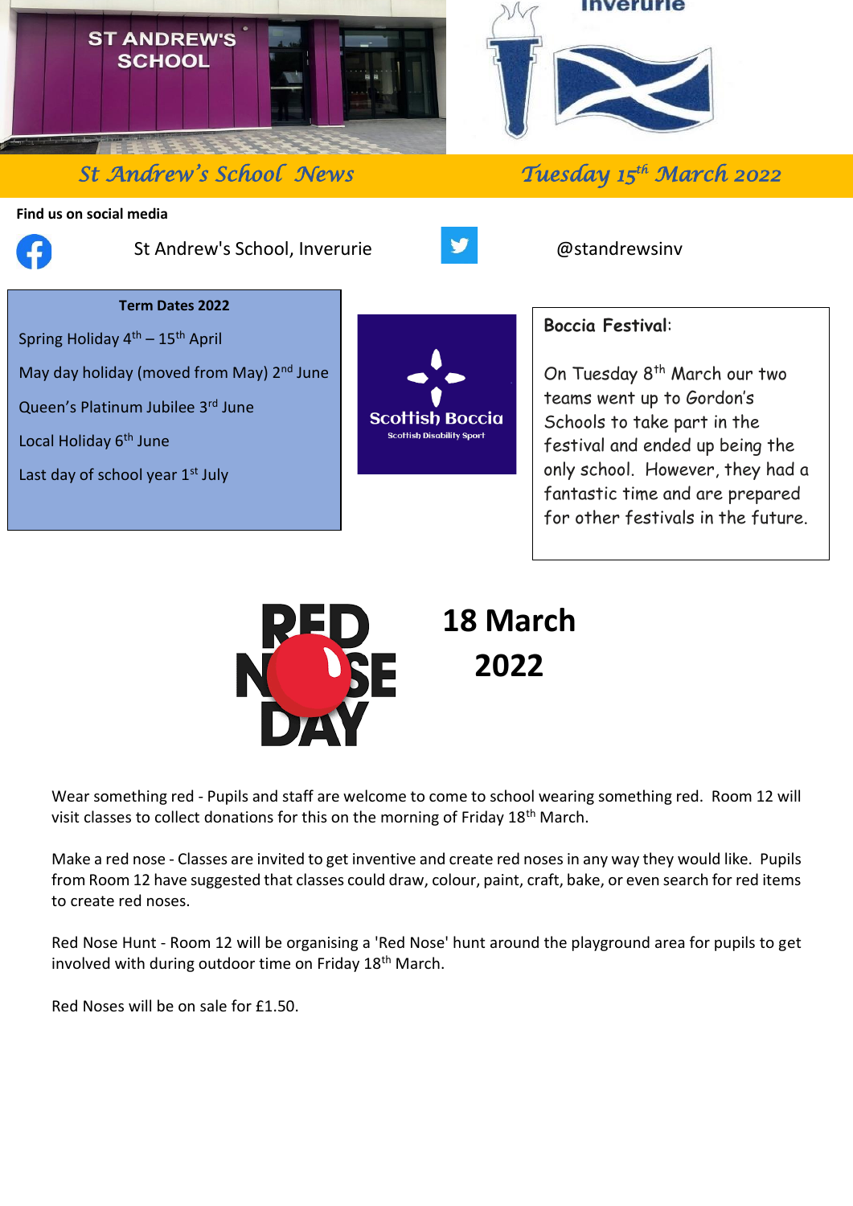# St Andrew's School News

**Tuesday 15th March 2022**

**Find us on social media**

St Andrew's School, Inverurie

@standrewsinv

**Term Dates 2022**

Spring Holiday 4th – 15th April

May day holiday (moved from May) 2nd June

Queen's Platinum Jubilee 3rd June

Local Holiday 6th June

Last day of school year 1st July

**Boccia Festival**:

On Tuesday 8th March our two teams went up to Gordon's Schools to take part in the festival and ended up being the only school. However, they had a fantastic time and are prepared for other festivals in the future.

## 18 March 2022

Wear something red - Pupils and staff are welcome to come to school wearing something red. Room 12 will visit classes to collect donations for this on the morning of Friday 18th March.

Make a red nose - Classes are invited to get inventive and create red noses in any way they would like. Pupils from Room 12 have suggested that classes could draw, colour, paint, craft, bake, or even search for red items to create red noses.

Red Nose Hunt - Room 12 will be organising a 'Red Nose' hunt around the playground area for pupils to get involved with during outdoor time on Friday 18th March.

Red Noses will be on sale for £1.50.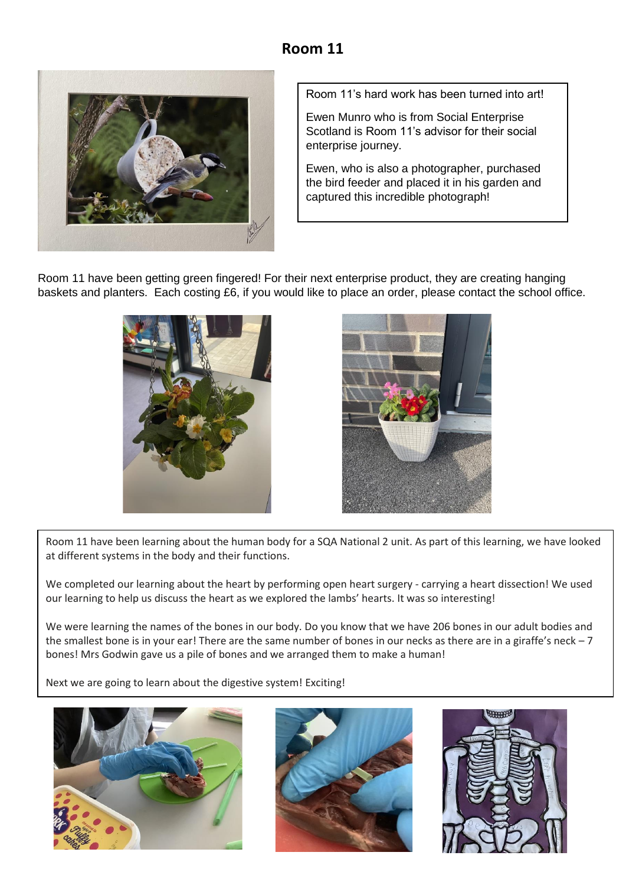# Room 11

Room 11's hard work has been turned into art!

Ewen Munro who is from Social Enterprise Scotland is Room 11's advisor for their social enterprise journey.

Ewen, who is also a photographer, purchased the bird feeder and placed it in his garden and captured this incredible photograph!

Room 11 have been getting green fingered! For their next enterprise product, they are creating hanging baskets and planters. Each costing £6, if you would like to place an order, please contact the school office.

Room 11 have been learning about the human body for a SQA National 2 unit. As part of this learning, we have looked at different systems in the body and their functions.

We completed our learning about the heart by performing open heart surgery - carrying a heart dissection! We used our learning to help us discuss the heart as we explored the lambs' hearts. It was so interesting!

We were learning the names of the bones in our body. Do you know that we have 206 bones in our adult bodies and the smallest bone is in your ear! There are the same number of bones in our necks as there are in a giraffe's neck – 7 bones! Mrs Godwin gave us a pile of bones and we arranged them to make a human!

Next we are going to learn about the digestive system! Exciting!